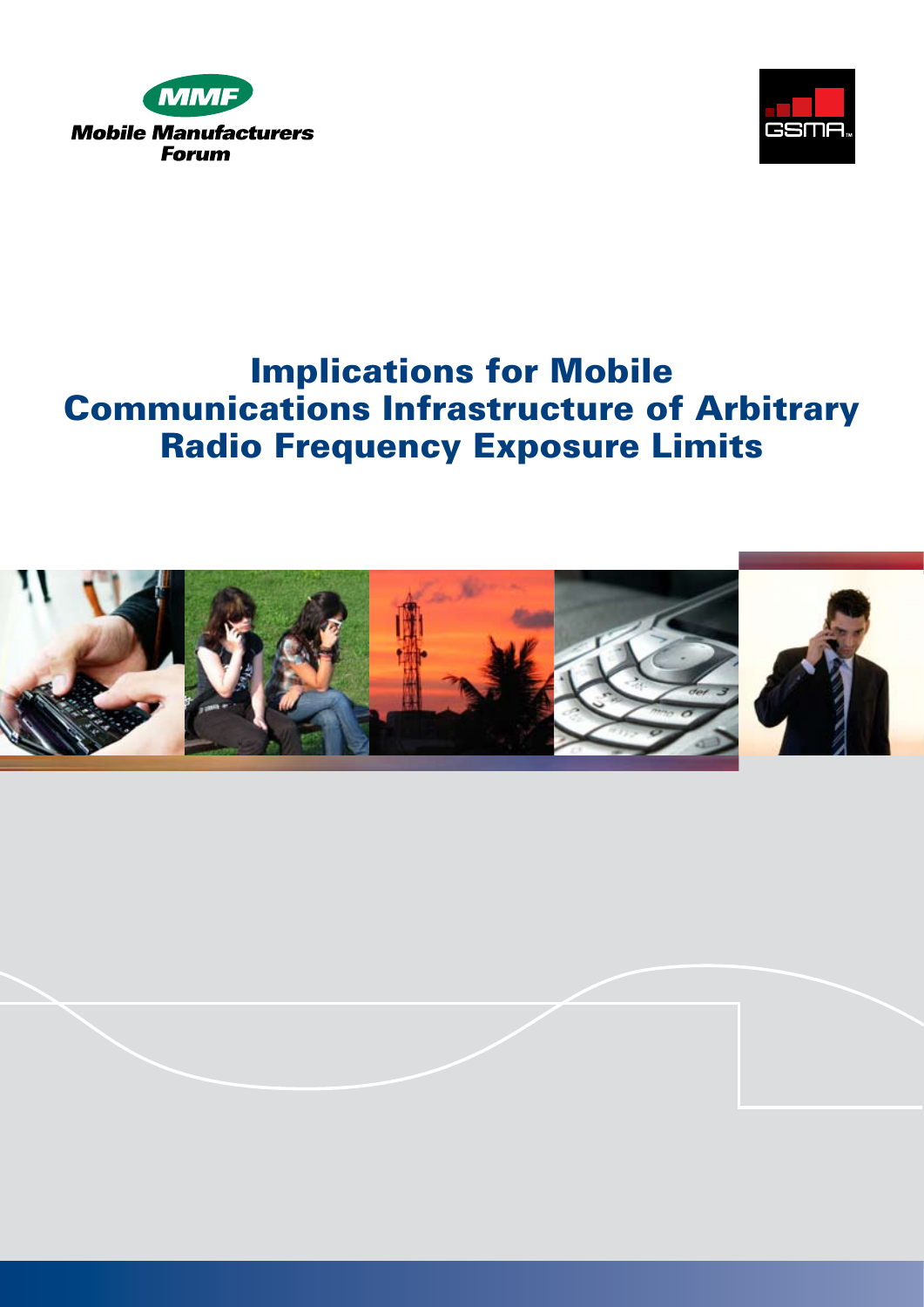Mobile Manufacturers Forum

GSMA

# Implications for Mobile Communications Infrastructure of Arbitrary Radio Frequency Exposure Limits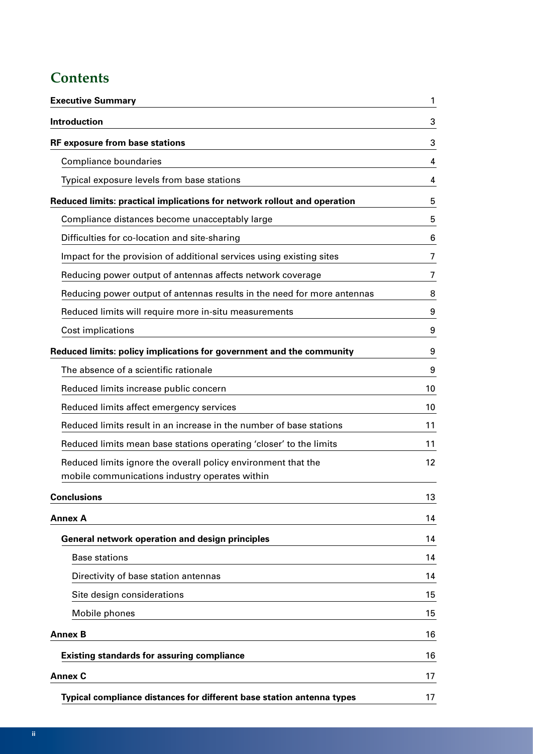## Contents

| | |
|---|---|
| **Executive Summary** | 1 |
| **Introduction** | 3 |
| **RF exposure from base stations** | 3 |
| Compliance boundaries | 4 |
| Typical exposure levels from base stations | 4 |
| **Reduced limits: practical implications for network rollout and operation** | 5 |
| Compliance distances become unacceptably large | 5 |
| Difficulties for co-location and site-sharing | 6 |
| Impact for the provision of additional services using existing sites | 7 |
| Reducing power output of antennas affects network coverage | 7 |
| Reducing power output of antennas results in the need for more antennas | 8 |
| Reduced limits will require more in-situ measurements | 9 |
| Cost implications | 9 |
| **Reduced limits: policy implications for government and the community** | 9 |
| The absence of a scientific rationale | 9 |
| Reduced limits increase public concern | 10 |
| Reduced limits affect emergency services | 10 |
| Reduced limits result in an increase in the number of base stations | 11 |
| Reduced limits mean base stations operating 'closer' to the limits | 11 |
| Reduced limits ignore the overall policy environment that the mobile communications industry operates within | 12 |
| **Conclusions** | 13 |
| **Annex A** | 14 |
| **General network operation and design principles** | 14 |
| Base stations | 14 |
| Directivity of base station antennas | 14 |
| Site design considerations | 15 |
| Mobile phones | 15 |
| **Annex B** | 16 |
| **Existing standards for assuring compliance** | 16 |
| **Annex C** | 17 |
| **Typical compliance distances for different base station antenna types** | 17 |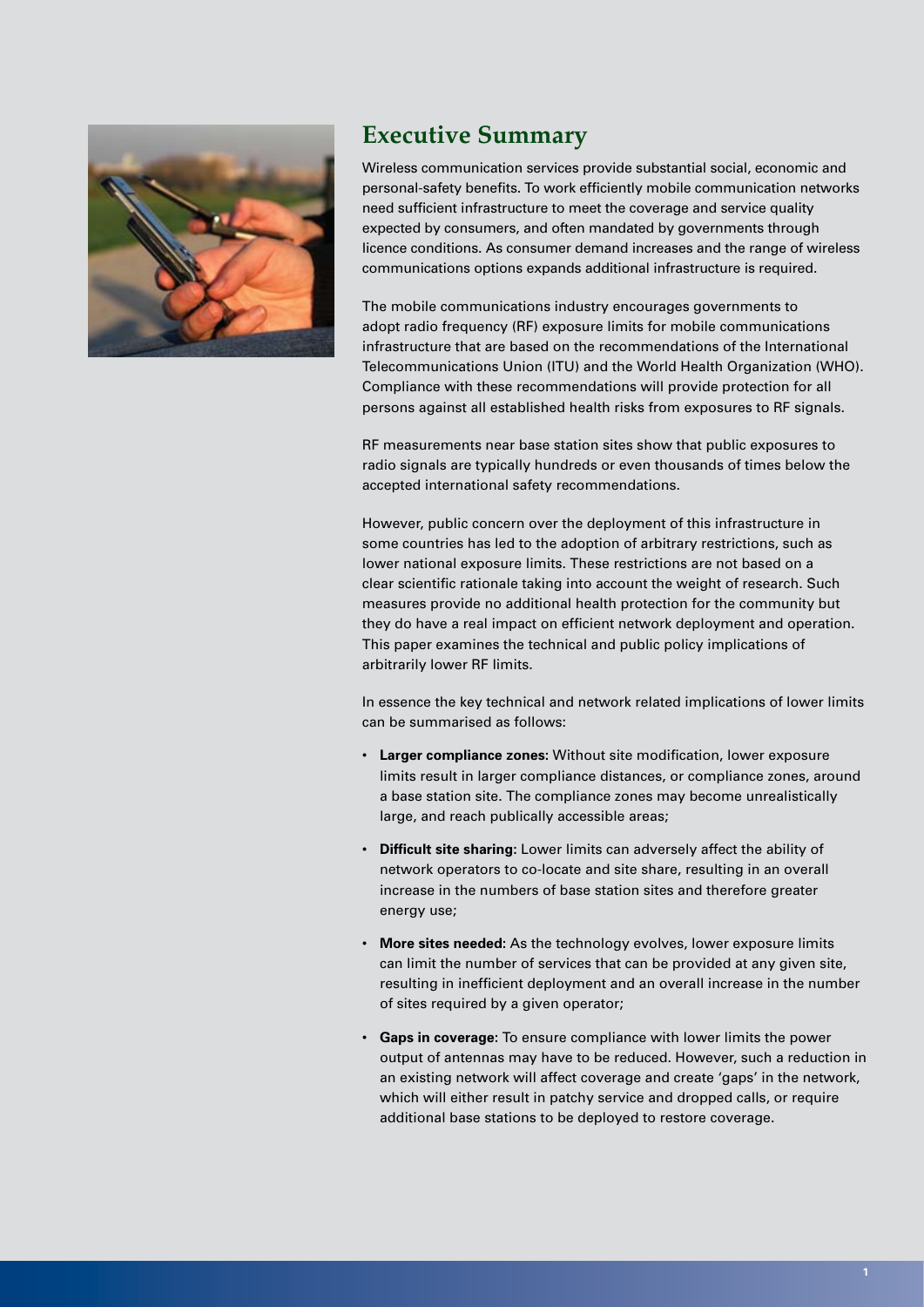## Executive Summary

Wireless communication services provide substantial social, economic and personal-safety benefits. To work efficiently mobile communication networks need sufficient infrastructure to meet the coverage and service quality expected by consumers, and often mandated by governments through licence conditions. As consumer demand increases and the range of wireless communications options expands additional infrastructure is required.

The mobile communications industry encourages governments to adopt radio frequency (RF) exposure limits for mobile communications infrastructure that are based on the recommendations of the International Telecommunications Union (ITU) and the World Health Organization (WHO). Compliance with these recommendations will provide protection for all persons against all established health risks from exposures to RF signals.

RF measurements near base station sites show that public exposures to radio signals are typically hundreds or even thousands of times below the accepted international safety recommendations.

However, public concern over the deployment of this infrastructure in some countries has led to the adoption of arbitrary restrictions, such as lower national exposure limits. These restrictions are not based on a clear scientific rationale taking into account the weight of research. Such measures provide no additional health protection for the community but they do have a real impact on efficient network deployment and operation. This paper examines the technical and public policy implications of arbitrarily lower RF limits.

In essence the key technical and network related implications of lower limits can be summarised as follows:

- **Larger compliance zones**: Without site modification, lower exposure limits result in larger compliance distances, or compliance zones, around a base station site. The compliance zones may become unrealistically large, and reach publically accessible areas;
- **Difficult site sharing**: Lower limits can adversely affect the ability of network operators to co-locate and site share, resulting in an overall increase in the numbers of base station sites and therefore greater energy use;
- **More sites needed**: As the technology evolves, lower exposure limits can limit the number of services that can be provided at any given site, resulting in inefficient deployment and an overall increase in the number of sites required by a given operator;
- **Gaps in coverage**: To ensure compliance with lower limits the power output of antennas may have to be reduced. However, such a reduction in an existing network will affect coverage and create 'gaps' in the network, which will either result in patchy service and dropped calls, or require additional base stations to be deployed to restore coverage.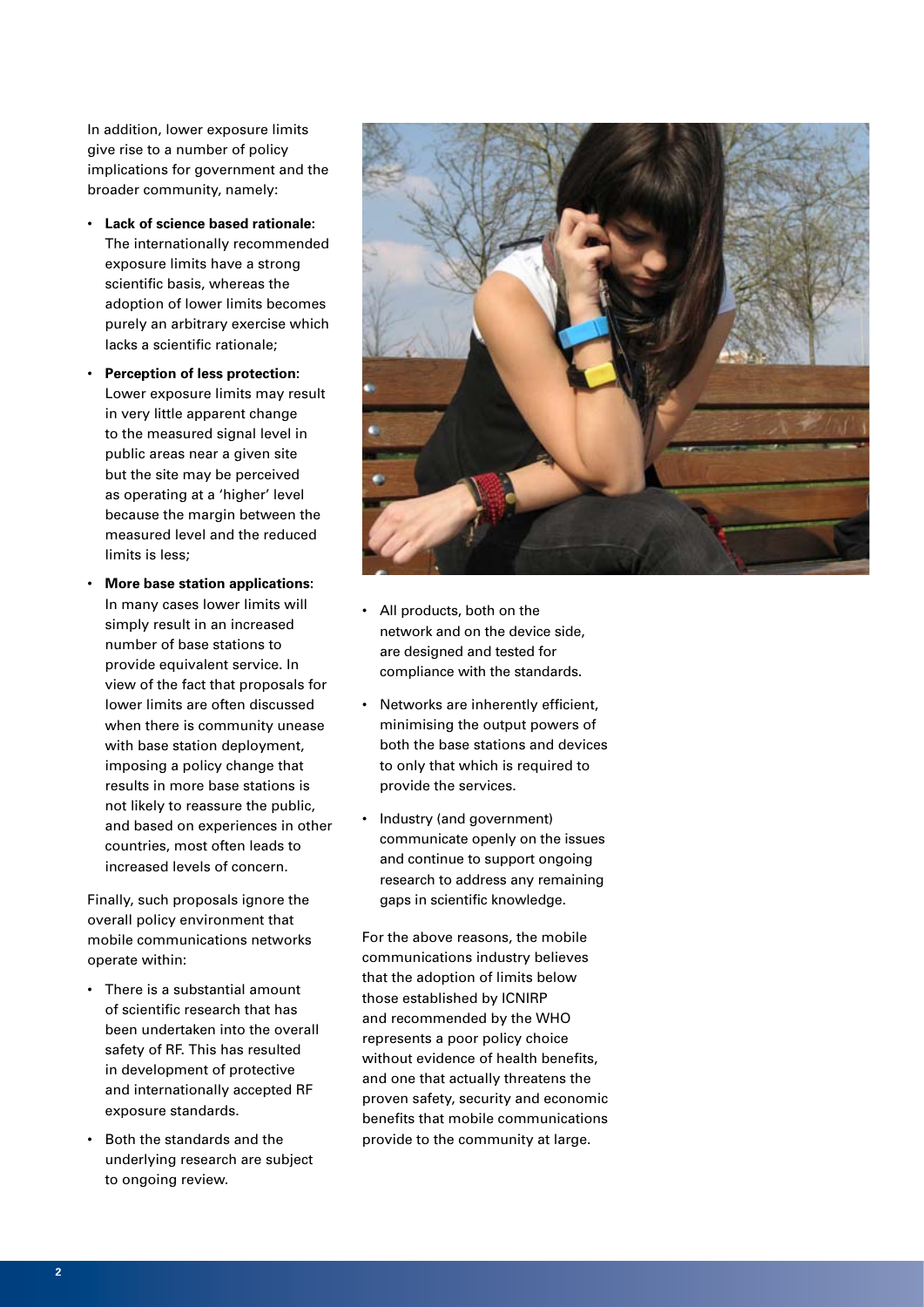In addition, lower exposure limits give rise to a number of policy implications for government and the broader community, namely:

- **Lack of science based rationale**: The internationally recommended exposure limits have a strong scientific basis, whereas the adoption of lower limits becomes purely an arbitrary exercise which lacks a scientific rationale;
- **Perception of less protection**: Lower exposure limits may result in very little apparent change to the measured signal level in public areas near a given site but the site may be perceived as operating at a 'higher' level because the margin between the measured level and the reduced limits is less;
- **More base station applications**: In many cases lower limits will simply result in an increased number of base stations to provide equivalent service. In view of the fact that proposals for lower limits are often discussed when there is community unease with base station deployment, imposing a policy change that results in more base stations is not likely to reassure the public, and based on experiences in other countries, most often leads to increased levels of concern.

Finally, such proposals ignore the overall policy environment that mobile communications networks operate within:

- There is a substantial amount of scientific research that has been undertaken into the overall safety of RF. This has resulted in development of protective and internationally accepted RF exposure standards.
- Both the standards and the underlying research are subject to ongoing review.
- All products, both on the network and on the device side, are designed and tested for compliance with the standards.
- Networks are inherently efficient, minimising the output powers of both the base stations and devices to only that which is required to provide the services.
- Industry (and government) communicate openly on the issues and continue to support ongoing research to address any remaining gaps in scientific knowledge.

For the above reasons, the mobile communications industry believes that the adoption of limits below those established by ICNIRP and recommended by the WHO represents a poor policy choice without evidence of health benefits, and one that actually threatens the proven safety, security and economic benefits that mobile communications provide to the community at large.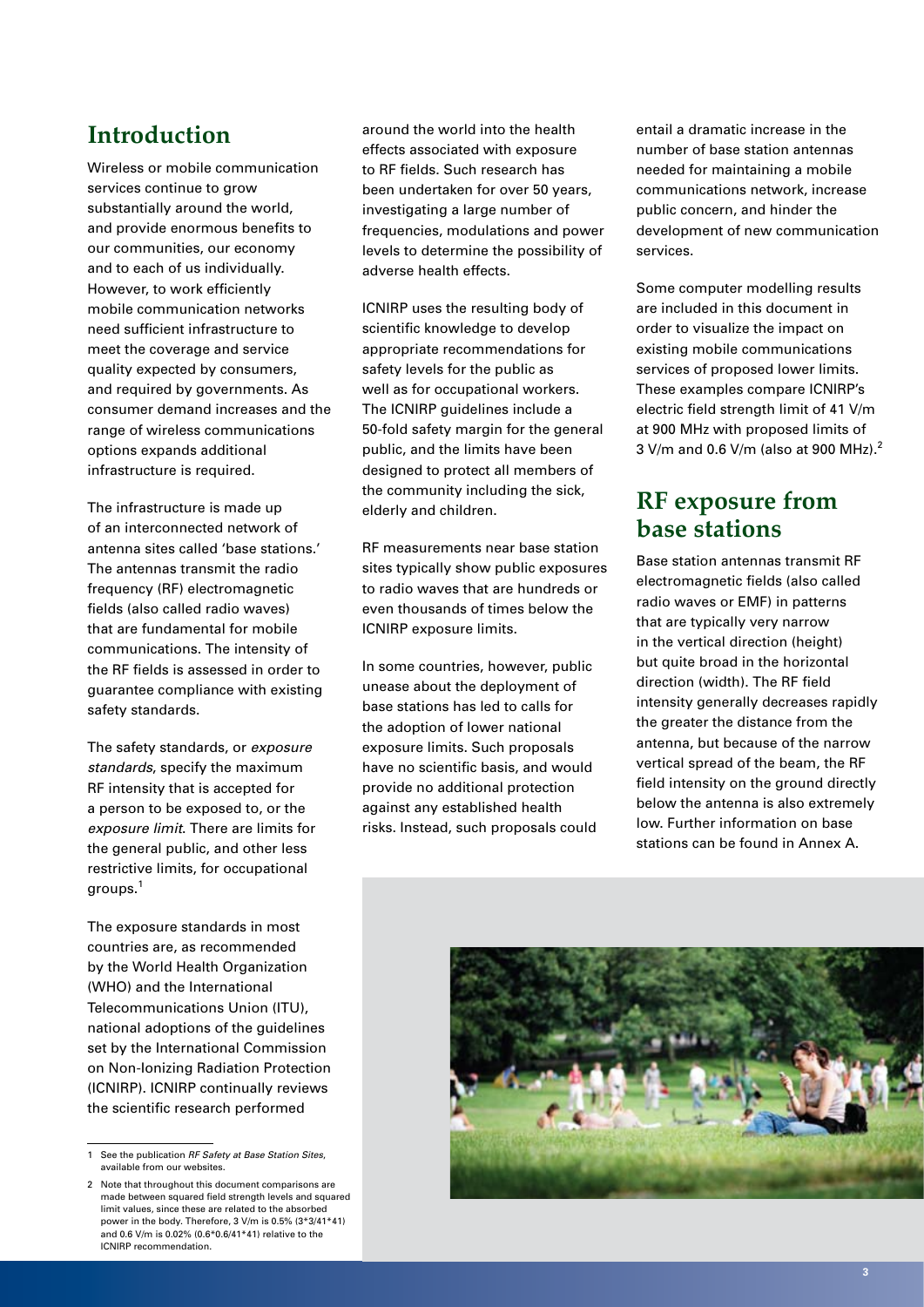## Introduction

Wireless or mobile communication services continue to grow substantially around the world, and provide enormous benefits to our communities, our economy and to each of us individually. However, to work efficiently mobile communication networks need sufficient infrastructure to meet the coverage and service quality expected by consumers, and required by governments. As consumer demand increases and the range of wireless communications options expands additional infrastructure is required.

The infrastructure is made up of an interconnected network of antenna sites called 'base stations.' The antennas transmit the radio frequency (RF) electromagnetic fields (also called radio waves) that are fundamental for mobile communications. The intensity of the RF fields is assessed in order to guarantee compliance with existing safety standards.

The safety standards, or *exposure standards*, specify the maximum RF intensity that is accepted for a person to be exposed to, or the *exposure limit*. There are limits for the general public, and other less restrictive limits, for occupational groups.[1]

The exposure standards in most countries are, as recommended by the World Health Organization (WHO) and the International Telecommunications Union (ITU), national adoptions of the guidelines set by the International Commission on Non-Ionizing Radiation Protection (ICNIRP). ICNIRP continually reviews the scientific research performed around the world into the health effects associated with exposure to RF fields. Such research has been undertaken for over 50 years, investigating a large number of frequencies, modulations and power levels to determine the possibility of adverse health effects.

ICNIRP uses the resulting body of scientific knowledge to develop appropriate recommendations for safety levels for the public as well as for occupational workers. The ICNIRP guidelines include a 50-fold safety margin for the general public, and the limits have been designed to protect all members of the community including the sick, elderly and children.

RF measurements near base station sites typically show public exposures to radio waves that are hundreds or even thousands of times below the ICNIRP exposure limits.

In some countries, however, public unease about the deployment of base stations has led to calls for the adoption of lower national exposure limits. Such proposals have no scientific basis, and would provide no additional protection against any established health risks. Instead, such proposals could entail a dramatic increase in the number of base station antennas needed for maintaining a mobile communications network, increase public concern, and hinder the development of new communication services.

Some computer modelling results are included in this document in order to visualize the impact on existing mobile communications services of proposed lower limits. These examples compare ICNIRP's electric field strength limit of 41 V/m at 900 MHz with proposed limits of 3 V/m and 0.6 V/m (also at 900 MHz).[2]

## RF exposure from base stations

Base station antennas transmit RF electromagnetic fields (also called radio waves or EMF) in patterns that are typically very narrow in the vertical direction (height) but quite broad in the horizontal direction (width). The RF field intensity generally decreases rapidly the greater the distance from the antenna, but because of the narrow vertical spread of the beam, the RF field intensity on the ground directly below the antenna is also extremely low. Further information on base stations can be found in Annex A.

---

1 See the publication *RF Safety at Base Station Sites*, available from our websites.

2 Note that throughout this document comparisons are made between squared field strength levels and squared limit values, since these are related to the absorbed power in the body. Therefore, 3 V/m is 0.5% (3\*3/41\*41) and 0.6 V/m is 0.02% (0.6\*0.6/41\*41) relative to the ICNIRP recommendation.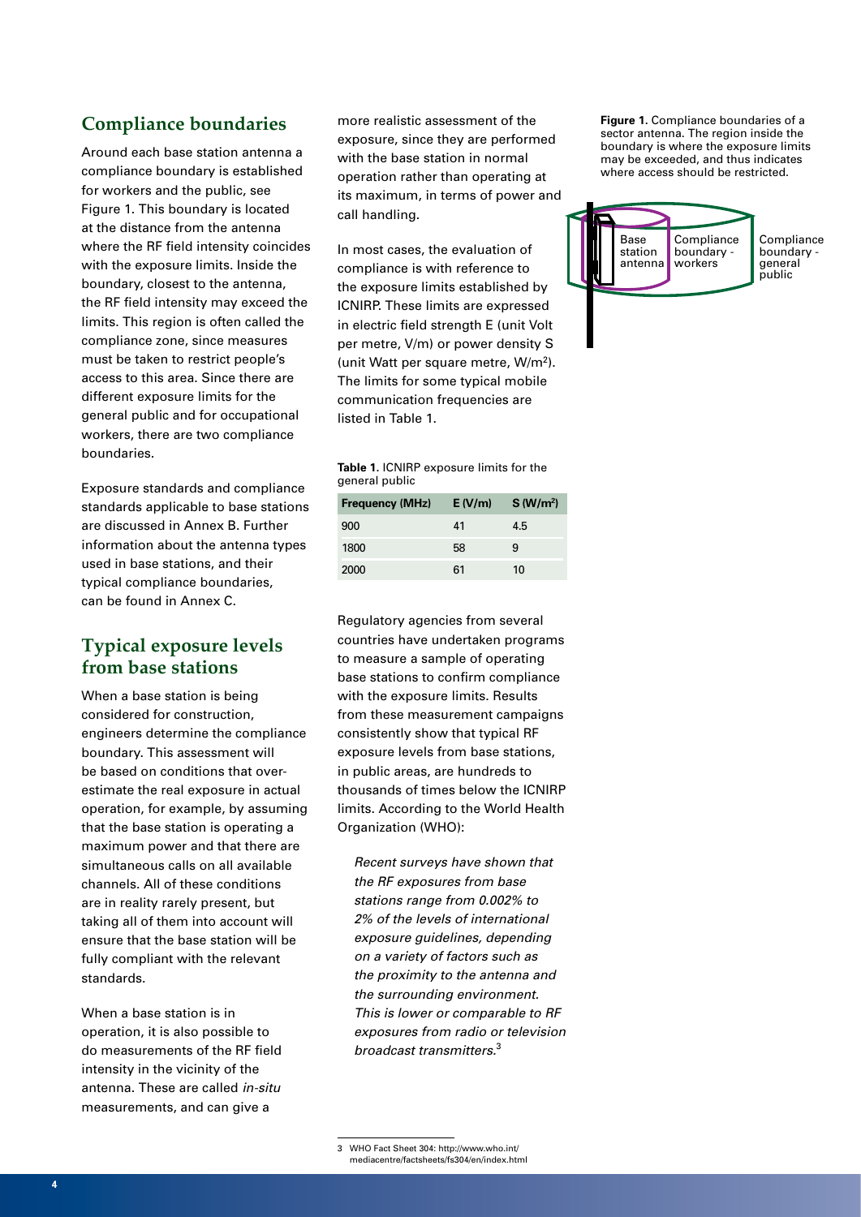## Compliance boundaries

Around each base station antenna a compliance boundary is established for workers and the public, see Figure 1. This boundary is located at the distance from the antenna where the RF field intensity coincides with the exposure limits. Inside the boundary, closest to the antenna, the RF field intensity may exceed the limits. This region is often called the compliance zone, since measures must be taken to restrict people's access to this area. Since there are different exposure limits for the general public and for occupational workers, there are two compliance boundaries.

Exposure standards and compliance standards applicable to base stations are discussed in Annex B. Further information about the antenna types used in base stations, and their typical compliance boundaries, can be found in Annex C.

## Typical exposure levels from base stations

When a base station is being considered for construction, engineers determine the compliance boundary. This assessment will be based on conditions that over-estimate the real exposure in actual operation, for example, by assuming that the base station is operating a maximum power and that there are simultaneous calls on all available channels. All of these conditions are in reality rarely present, but taking all of them into account will ensure that the base station will be fully compliant with the relevant standards.

When a base station is in operation, it is also possible to do measurements of the RF field intensity in the vicinity of the antenna. These are called *in-situ* measurements, and can give a more realistic assessment of the exposure, since they are performed with the base station in normal operation rather than operating at its maximum, in terms of power and call handling.

In most cases, the evaluation of compliance is with reference to the exposure limits established by ICNIRP. These limits are expressed in electric field strength E (unit Volt per metre, V/m) or power density S (unit Watt per square metre, $W/m^2$). The limits for some typical mobile communication frequencies are listed in Table 1.

**Table 1.** ICNIRP exposure limits for the general public

| Frequency (MHz) | E (V/m) | S ($W/m^2$) |
|---|---|---|
| 900 | 41 | 4.5 |
| 1800 | 58 | 9 |
| 2000 | 61 | 10 |

Regulatory agencies from several countries have undertaken programs to measure a sample of operating base stations to confirm compliance with the exposure limits. Results from these measurement campaigns consistently show that typical RF exposure levels from base stations, in public areas, are hundreds to thousands of times below the ICNIRP limits. According to the World Health Organization (WHO):

> *Recent surveys have shown that the RF exposures from base stations range from 0.002% to 2% of the levels of international exposure guidelines, depending on a variety of factors such as the proximity to the antenna and the surrounding environment. This is lower or comparable to RF exposures from radio or television broadcast transmitters.*[3]

**Figure 1.** Compliance boundaries of a sector antenna. The region inside the boundary is where the exposure limits may be exceeded, and thus indicates where access should be restricted.

Base station antenna | Compliance boundary - workers | Compliance boundary - general public

[3] WHO Fact Sheet 304: http://www.who.int/mediacentre/factsheets/fs304/en/index.html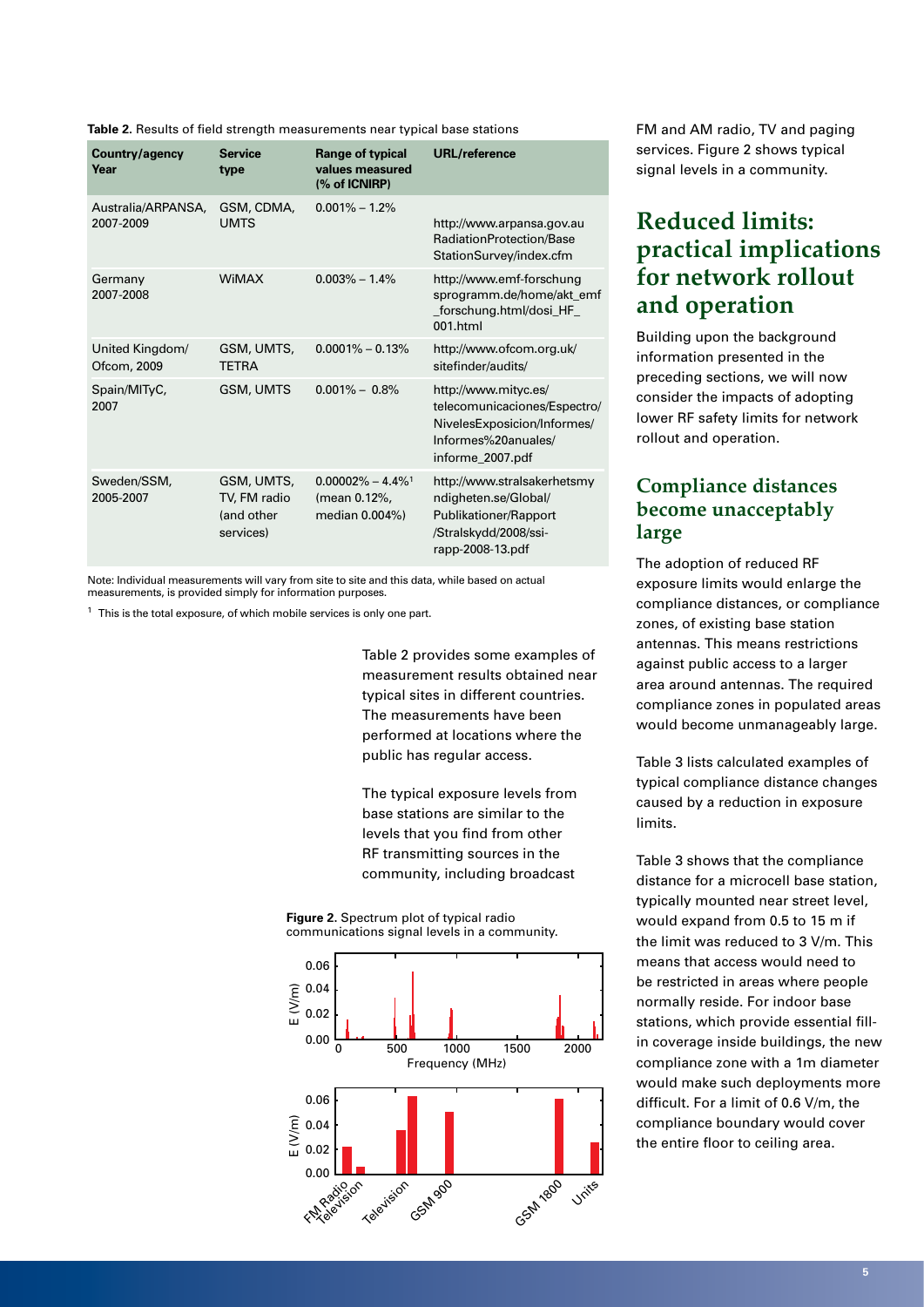**Table 2.** Results of field strength measurements near typical base stations

| Country/agency Year | Service type | Range of typical values measured (% of ICNIRP) | URL/reference |
|---|---|---|---|
| Australia/ARPANSA, 2007-2009 | GSM, CDMA, UMTS | 0.001% – 1.2% | http://www.arpansa.gov.au RadiationProtection/Base StationSurvey/index.cfm |
| Germany 2007-2008 | WiMAX | 0.003% – 1.4% | http://www.emf-forschung sprogramm.de/home/akt_emf _forschung.html/dosi_HF_ 001.html |
| United Kingdom/ Ofcom, 2009 | GSM, UMTS, TETRA | 0.0001% – 0.13% | http://www.ofcom.org.uk/ sitefinder/audits/ |
| Spain/MITyC, 2007 | GSM, UMTS | 0.001% – 0.8% | http://www.mityc.es/ telecomunicaciones/Espectro/ NivelesExposicion/Informes/ Informes%20anuales/ informe_2007.pdf |
| Sweden/SSM, 2005-2007 | GSM, UMTS, TV, FM radio (and other services) | 0.00002% – 4.4%[1] (mean 0.12%, median 0.004%) | http://www.stralsakerhetsmy ndigheten.se/Global/ Publikationer/Rapport /Stralskydd/2008/ssi-rapp-2008-13.pdf |

Note: Individual measurements will vary from site to site and this data, while based on actual measurements, is provided simply for information purposes.

[1] This is the total exposure, of which mobile services is only one part.

Table 2 provides some examples of measurement results obtained near typical sites in different countries. The measurements have been performed at locations where the public has regular access.

The typical exposure levels from base stations are similar to the levels that you find from other RF transmitting sources in the community, including broadcast FM and AM radio, TV and paging services. Figure 2 shows typical signal levels in a community.

**Figure 2.** Spectrum plot of typical radio communications signal levels in a community.

## Reduced limits: practical implications for network rollout and operation

Building upon the background information presented in the preceding sections, we will now consider the impacts of adopting lower RF safety limits for network rollout and operation.

### Compliance distances become unacceptably large

The adoption of reduced RF exposure limits would enlarge the compliance distances, or compliance zones, of existing base station antennas. This means restrictions against public access to a larger area around antennas. The required compliance zones in populated areas would become unmanageably large.

Table 3 lists calculated examples of typical compliance distance changes caused by a reduction in exposure limits.

Table 3 shows that the compliance distance for a microcell base station, typically mounted near street level, would expand from 0.5 to 15 m if the limit was reduced to 3 V/m. This means that access would need to be restricted in areas where people normally reside. For indoor base stations, which provide essential fill-in coverage inside buildings, the new compliance zone with a 1m diameter would make such deployments more difficult. For a limit of 0.6 V/m, the compliance boundary would cover the entire floor to ceiling area.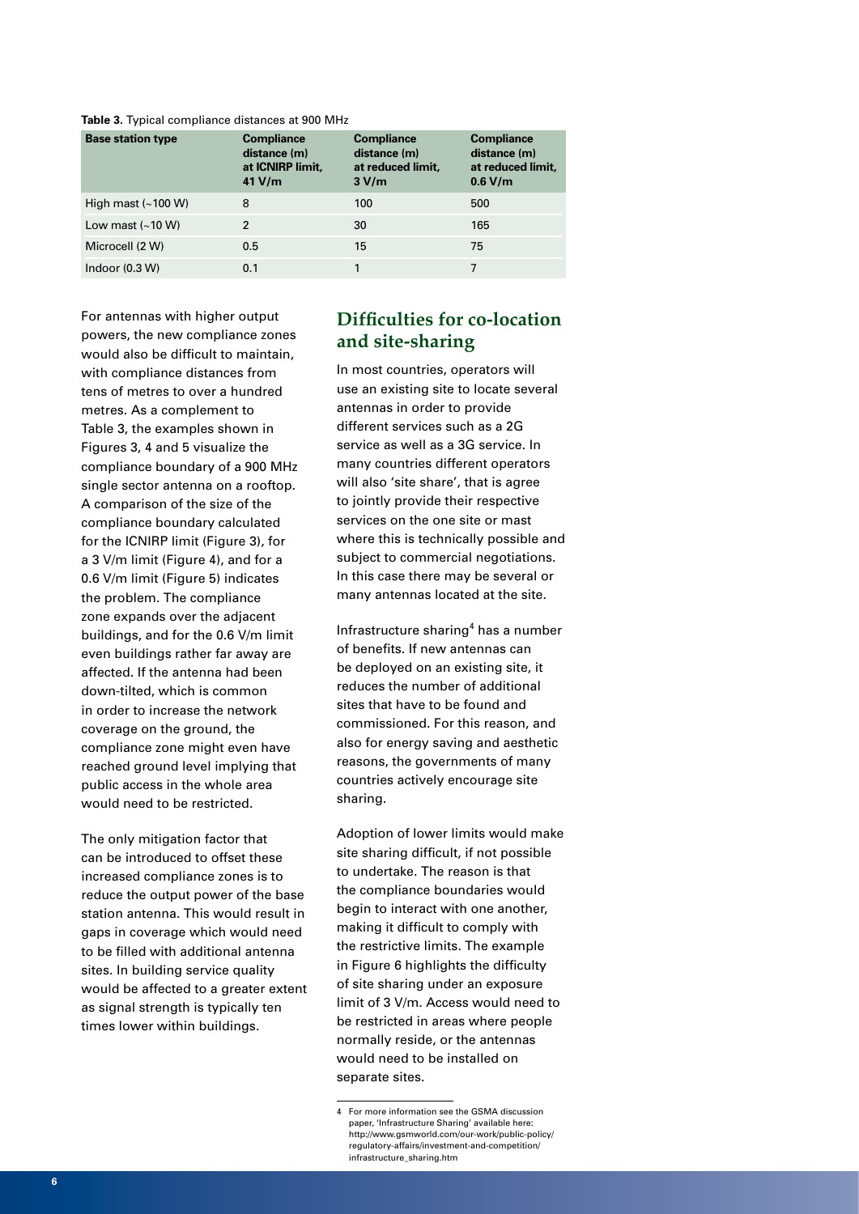**Table 3.** Typical compliance distances at 900 MHz

| Base station type | Compliance distance (m) at ICNIRP limit, 41 V/m | Compliance distance (m) at reduced limit, 3 V/m | Compliance distance (m) at reduced limit, 0.6 V/m |
|---|---|---|---|
| High mast (~100 W) | 8 | 100 | 500 |
| Low mast (~10 W) | 2 | 30 | 165 |
| Microcell (2 W) | 0.5 | 15 | 75 |
| Indoor (0.3 W) | 0.1 | 1 | 7 |

For antennas with higher output powers, the new compliance zones would also be difficult to maintain, with compliance distances from tens of metres to over a hundred metres. As a complement to Table 3, the examples shown in Figures 3, 4 and 5 visualize the compliance boundary of a 900 MHz single sector antenna on a rooftop. A comparison of the size of the compliance boundary calculated for the ICNIRP limit (Figure 3), for a 3 V/m limit (Figure 4), and for a 0.6 V/m limit (Figure 5) indicates the problem. The compliance zone expands over the adjacent buildings, and for the 0.6 V/m limit even buildings rather far away are affected. If the antenna had been down-tilted, which is common in order to increase the network coverage on the ground, the compliance zone might even have reached ground level implying that public access in the whole area would need to be restricted.

The only mitigation factor that can be introduced to offset these increased compliance zones is to reduce the output power of the base station antenna. This would result in gaps in coverage which would need to be filled with additional antenna sites. In building service quality would be affected to a greater extent as signal strength is typically ten times lower within buildings.

## Difficulties for co-location and site-sharing

In most countries, operators will use an existing site to locate several antennas in order to provide different services such as a 2G service as well as a 3G service. In many countries different operators will also 'site share', that is agree to jointly provide their respective services on the one site or mast where this is technically possible and subject to commercial negotiations. In this case there may be several or many antennas located at the site.

Infrastructure sharing[4] has a number of benefits. If new antennas can be deployed on an existing site, it reduces the number of additional sites that have to be found and commissioned. For this reason, and also for energy saving and aesthetic reasons, the governments of many countries actively encourage site sharing.

Adoption of lower limits would make site sharing difficult, if not possible to undertake. The reason is that the compliance boundaries would begin to interact with one another, making it difficult to comply with the restrictive limits. The example in Figure 6 highlights the difficulty of site sharing under an exposure limit of 3 V/m. Access would need to be restricted in areas where people normally reside, or the antennas would need to be installed on separate sites.

4 For more information see the GSMA discussion paper, 'Infrastructure Sharing' available here: http://www.gsmworld.com/our-work/public-policy/regulatory-affairs/investment-and-competition/infrastructure_sharing.htm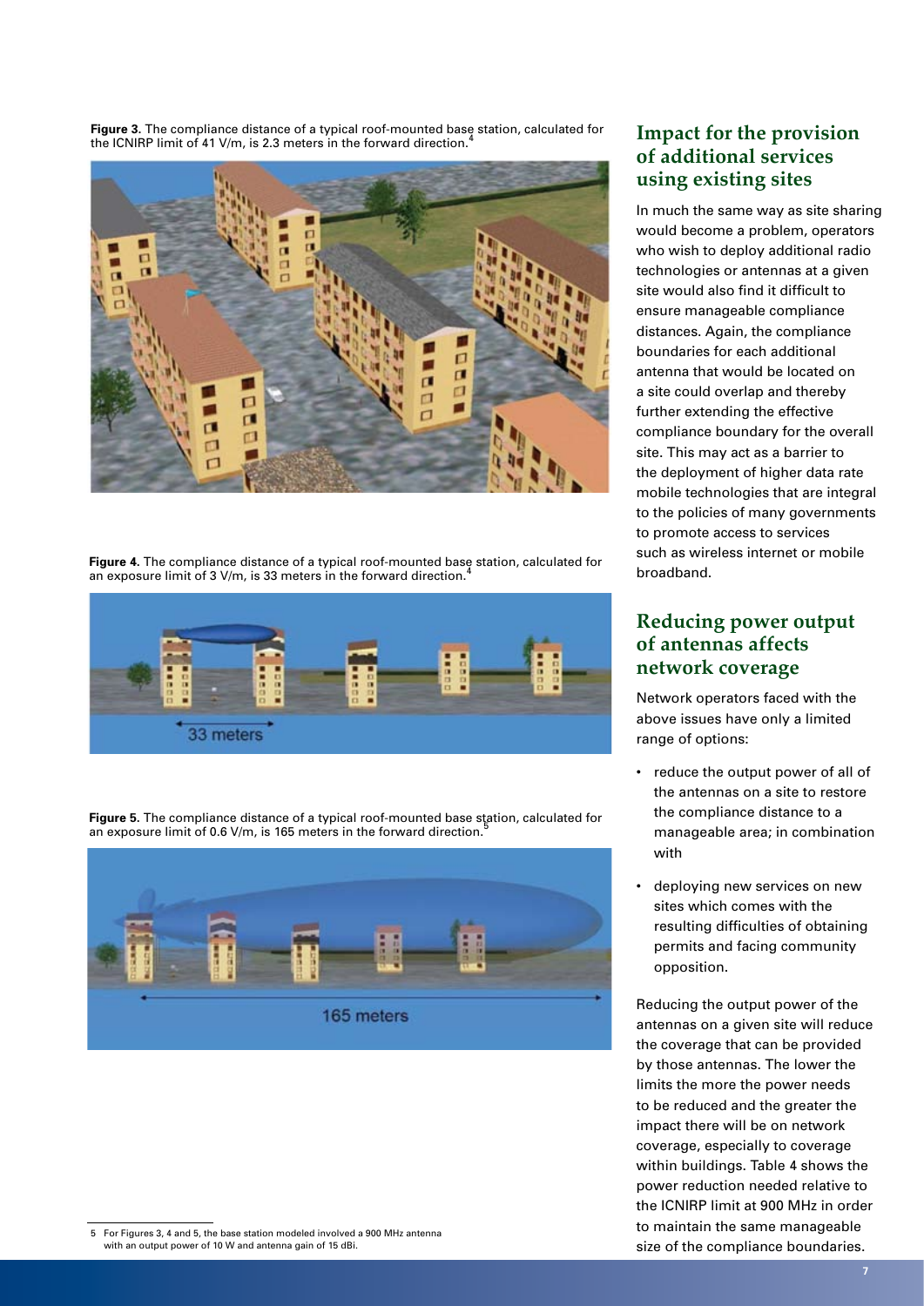**Figure 3.** The compliance distance of a typical roof-mounted base station, calculated for the ICNIRP limit of 41 V/m, is 2.3 meters in the forward direction.[4]

**Figure 4.** The compliance distance of a typical roof-mounted base station, calculated for an exposure limit of 3 V/m, is 33 meters in the forward direction.[4]

**Figure 5.** The compliance distance of a typical roof-mounted base station, calculated for an exposure limit of 0.6 V/m, is 165 meters in the forward direction.[5]

## Impact for the provision of additional services using existing sites

In much the same way as site sharing would become a problem, operators who wish to deploy additional radio technologies or antennas at a given site would also find it difficult to ensure manageable compliance distances. Again, the compliance boundaries for each additional antenna that would be located on a site could overlap and thereby further extending the effective compliance boundary for the overall site. This may act as a barrier to the deployment of higher data rate mobile technologies that are integral to the policies of many governments to promote access to services such as wireless internet or mobile broadband.

## Reducing power output of antennas affects network coverage

Network operators faced with the above issues have only a limited range of options:

- reduce the output power of all of the antennas on a site to restore the compliance distance to a manageable area; in combination with
- deploying new services on new sites which comes with the resulting difficulties of obtaining permits and facing community opposition.

Reducing the output power of the antennas on a given site will reduce the coverage that can be provided by those antennas. The lower the limits the more the power needs to be reduced and the greater the impact there will be on network coverage, especially to coverage within buildings. Table 4 shows the power reduction needed relative to the ICNIRP limit at 900 MHz in order to maintain the same manageable size of the compliance boundaries.

5 For Figures 3, 4 and 5, the base station modeled involved a 900 MHz antenna with an output power of 10 W and antenna gain of 15 dBi.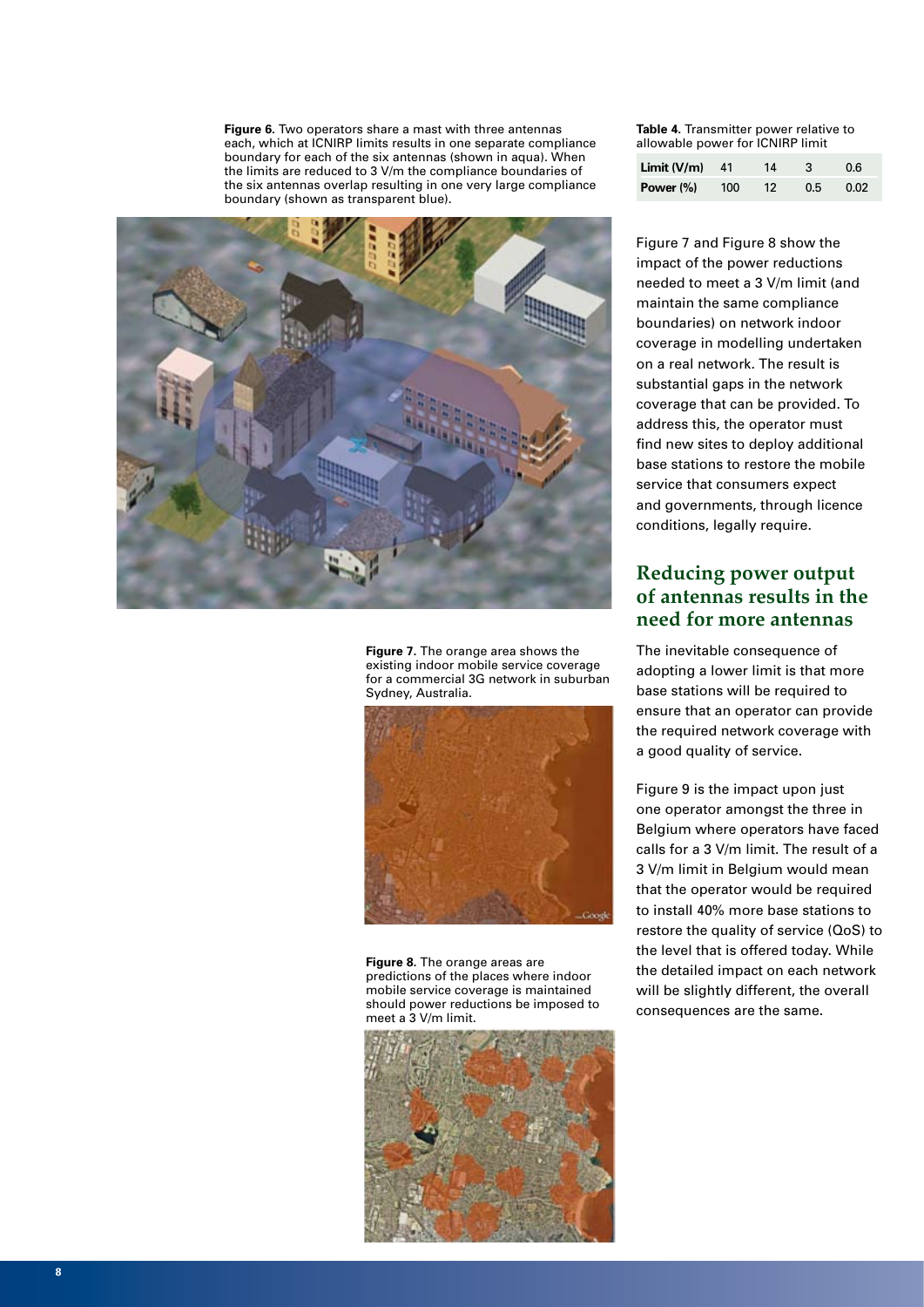**Figure 6.** Two operators share a mast with three antennas each, which at ICNIRP limits results in one separate compliance boundary for each of the six antennas (shown in aqua). When the limits are reduced to 3 V/m the compliance boundaries of the six antennas overlap resulting in one very large compliance boundary (shown as transparent blue).

**Figure 7.** The orange area shows the existing indoor mobile service coverage for a commercial 3G network in suburban Sydney, Australia.

**Figure 8.** The orange areas are predictions of the places where indoor mobile service coverage is maintained should power reductions be imposed to meet a 3 V/m limit.

**Table 4.** Transmitter power relative to allowable power for ICNIRP limit

| **Limit (V/m)** | 41 | 14 | 3 | 0.6 |
|---|---|---|---|---|
| **Power (%)** | 100 | 12 | 0.5 | 0.02 |

Figure 7 and Figure 8 show the impact of the power reductions needed to meet a 3 V/m limit (and maintain the same compliance boundaries) on network indoor coverage in modelling undertaken on a real network. The result is substantial gaps in the network coverage that can be provided. To address this, the operator must find new sites to deploy additional base stations to restore the mobile service that consumers expect and governments, through licence conditions, legally require.

## Reducing power output of antennas results in the need for more antennas

The inevitable consequence of adopting a lower limit is that more base stations will be required to ensure that an operator can provide the required network coverage with a good quality of service.

Figure 9 is the impact upon just one operator amongst the three in Belgium where operators have faced calls for a 3 V/m limit. The result of a 3 V/m limit in Belgium would mean that the operator would be required to install 40% more base stations to restore the quality of service (QoS) to the level that is offered today. While the detailed impact on each network will be slightly different, the overall consequences are the same.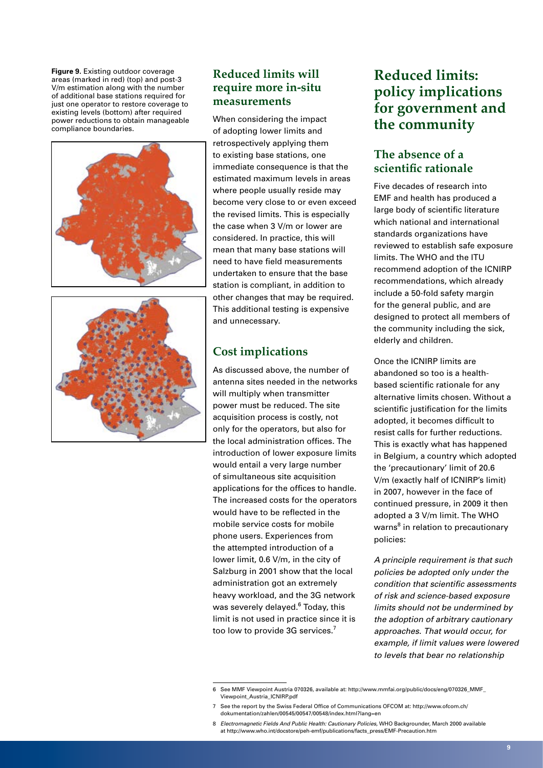**Figure 9.** Existing outdoor coverage areas (marked in red) (top) and post-3 V/m estimation along with the number of additional base stations required for just one operator to restore coverage to existing levels (bottom) after required power reductions to obtain manageable compliance boundaries.

### Reduced limits will require more in-situ measurements

When considering the impact of adopting lower limits and retrospectively applying them to existing base stations, one immediate consequence is that the estimated maximum levels in areas where people usually reside may become very close to or even exceed the revised limits. This is especially the case when 3 V/m or lower are considered. In practice, this will mean that many base stations will need to have field measurements undertaken to ensure that the base station is compliant, in addition to other changes that may be required. This additional testing is expensive and unnecessary.

### Cost implications

As discussed above, the number of antenna sites needed in the networks will multiply when transmitter power must be reduced. The site acquisition process is costly, not only for the operators, but also for the local administration offices. The introduction of lower exposure limits would entail a very large number of simultaneous site acquisition applications for the offices to handle. The increased costs for the operators would have to be reflected in the mobile service costs for mobile phone users. Experiences from the attempted introduction of a lower limit, 0.6 V/m, in the city of Salzburg in 2001 show that the local administration got an extremely heavy workload, and the 3G network was severely delayed.[6] Today, this limit is not used in practice since it is too low to provide 3G services.[7]

## Reduced limits: policy implications for government and the community

### The absence of a scientific rationale

Five decades of research into EMF and health has produced a large body of scientific literature which national and international standards organizations have reviewed to establish safe exposure limits. The WHO and the ITU recommend adoption of the ICNIRP recommendations, which already include a 50-fold safety margin for the general public, and are designed to protect all members of the community including the sick, elderly and children.

Once the ICNIRP limits are abandoned so too is a health-based scientific rationale for any alternative limits chosen. Without a scientific justification for the limits adopted, it becomes difficult to resist calls for further reductions. This is exactly what has happened in Belgium, a country which adopted the 'precautionary' limit of 20.6 V/m (exactly half of ICNIRP's limit) in 2007, however in the face of continued pressure, in 2009 it then adopted a 3 V/m limit. The WHO warns[8] in relation to precautionary policies:

*A principle requirement is that such policies be adopted only under the condition that scientific assessments of risk and science-based exposure limits should not be undermined by the adoption of arbitrary cautionary approaches. That would occur, for example, if limit values were lowered to levels that bear no relationship*

---

6 See MMF Viewpoint Austria 070326, available at: http://www.mmfai.org/public/docs/eng/070326_MMF_Viewpoint_Austria_ICNIRP.pdf

7 See the report by the Swiss Federal Office of Communications OFCOM at: http://www.ofcom.ch/dokumentation/zahlen/00545/00547/00548/index.html?lang=en

8 *Electromagnetic Fields And Public Health: Cautionary Policies,* WHO Backgrounder, March 2000 available at http://www.who.int/docstore/peh-emf/publications/facts_press/EMF-Precaution.htm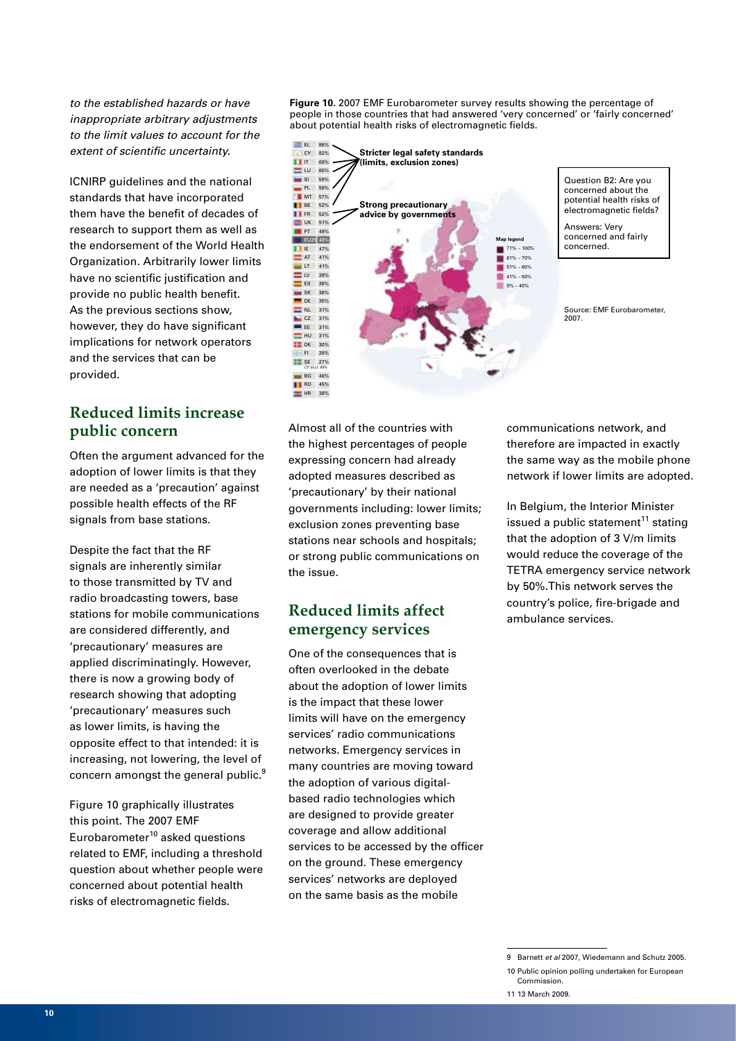*to the established hazards or have inappropriate arbitrary adjustments to the limit values to account for the extent of scientific uncertainty.*

ICNIRP guidelines and the national standards that have incorporated them have the benefit of decades of research to support them as well as the endorsement of the World Health Organization. Arbitrarily lower limits have no scientific justification and provide no public health benefit. As the previous sections show, however, they do have significant implications for network operators and the services that can be provided.

## Reduced limits increase public concern

Often the argument advanced for the adoption of lower limits is that they are needed as a 'precaution' against possible health effects of the RF signals from base stations.

Despite the fact that the RF signals are inherently similar to those transmitted by TV and radio broadcasting towers, base stations for mobile communications are considered differently, and 'precautionary' measures are applied discriminatingly. However, there is now a growing body of research showing that adopting 'precautionary' measures such as lower limits, is having the opposite effect to that intended: it is increasing, not lowering, the level of concern amongst the general public.[9]

Figure 10 graphically illustrates this point. The 2007 EMF Eurobarometer[10] asked questions related to EMF, including a threshold question about whether people were concerned about potential health risks of electromagnetic fields.

**Figure 10.** 2007 EMF Eurobarometer survey results showing the percentage of people in those countries that had answered 'very concerned' or 'fairly concerned' about potential health risks of electromagnetic fields.

| Country | % |
|---|---|
| EL | 86% |
| CY | 82% |
| IT | 69% |
| LU | 60% |
| SI | 59% |
| PL | 58% |
| MT | 57% |
| BE | 52% |
| FR | 52% |
| UK | 51% |
| PT | 49% |
| EU25 | 48% |
| IE | 47% |
| AT | 41% |
| LT | 41% |
| LV | 39% |
| ES | 38% |
| SK | 38% |
| DE | 35% |
| NL | 31% |
| CZ | 31% |
| EE | 31% |
| HU | 31% |
| DK | 30% |
| FI | 28% |
| SE | 27% |
| CY (tcc) | 49% |
| BG | 46% |
| RO | 45% |
| HR | 38% |

Stricter legal safety standards (limits, exclusion zones)

Strong precautionary advice by governments

Map legend: 71% – 100%; 61% – 70%; 51% – 60%; 41% – 50%; 0% – 40%

Question B2: Are you concerned about the potential health risks of electromagnetic fields?

Answers: Very concerned and fairly concerned.

Source: EMF Eurobarometer, 2007.

Almost all of the countries with the highest percentages of people expressing concern had already adopted measures described as 'precautionary' by their national governments including: lower limits; exclusion zones preventing base stations near schools and hospitals; or strong public communications on the issue.

## Reduced limits affect emergency services

One of the consequences that is often overlooked in the debate about the adoption of lower limits is the impact that these lower limits will have on the emergency services' radio communications networks. Emergency services in many countries are moving toward the adoption of various digital-based radio technologies which are designed to provide greater coverage and allow additional services to be accessed by the officer on the ground. These emergency services' networks are deployed on the same basis as the mobile communications network, and therefore are impacted in exactly the same way as the mobile phone network if lower limits are adopted.

In Belgium, the Interior Minister issued a public statement[11] stating that the adoption of 3 V/m limits would reduce the coverage of the TETRA emergency service network by 50%.This network serves the country's police, fire-brigade and ambulance services.

---

9 Barnett *et al* 2007, Wiedemann and Schutz 2005.

10 Public opinion polling undertaken for European Commission.

11 13 March 2009.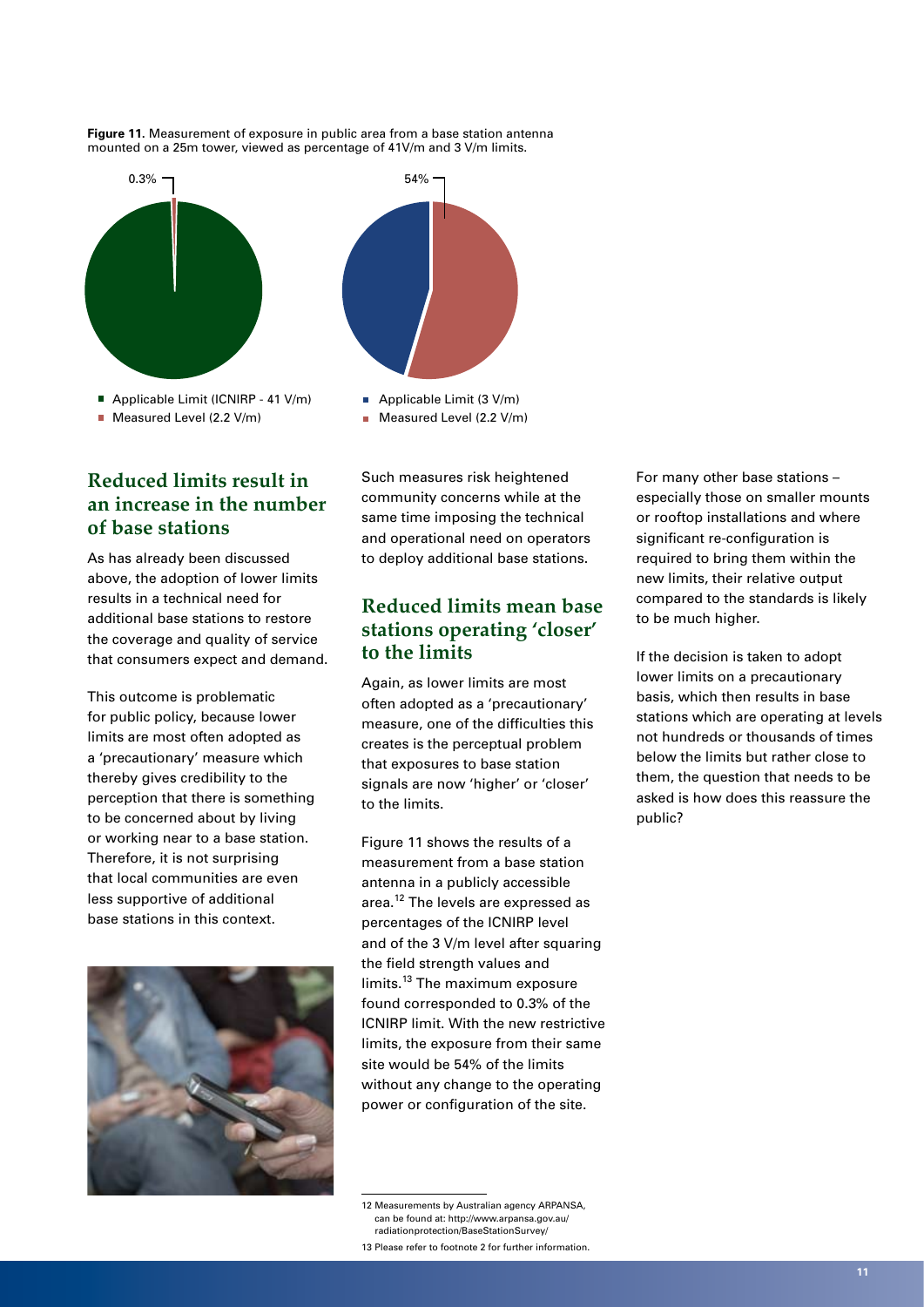**Figure 11.** Measurement of exposure in public area from a base station antenna mounted on a 25m tower, viewed as percentage of 41V/m and 3 V/m limits.

0.3%

- Applicable Limit (ICNIRP - 41 V/m)
- Measured Level (2.2 V/m)

54%

- Applicable Limit (3 V/m)
- Measured Level (2.2 V/m)

## Reduced limits result in an increase in the number of base stations

As has already been discussed above, the adoption of lower limits results in a technical need for additional base stations to restore the coverage and quality of service that consumers expect and demand.

This outcome is problematic for public policy, because lower limits are most often adopted as a 'precautionary' measure which thereby gives credibility to the perception that there is something to be concerned about by living or working near to a base station. Therefore, it is not surprising that local communities are even less supportive of additional base stations in this context.

Such measures risk heightened community concerns while at the same time imposing the technical and operational need on operators to deploy additional base stations.

## Reduced limits mean base stations operating 'closer' to the limits

Again, as lower limits are most often adopted as a 'precautionary' measure, one of the difficulties this creates is the perceptual problem that exposures to base station signals are now 'higher' or 'closer' to the limits.

Figure 11 shows the results of a measurement from a base station antenna in a publicly accessible area.[12] The levels are expressed as percentages of the ICNIRP level and of the 3 V/m level after squaring the field strength values and limits.[13] The maximum exposure found corresponded to 0.3% of the ICNIRP limit. With the new restrictive limits, the exposure from their same site would be 54% of the limits without any change to the operating power or configuration of the site.

For many other base stations – especially those on smaller mounts or rooftop installations and where significant re-configuration is required to bring them within the new limits, their relative output compared to the standards is likely to be much higher.

If the decision is taken to adopt lower limits on a precautionary basis, which then results in base stations which are operating at levels not hundreds or thousands of times below the limits but rather close to them, the question that needs to be asked is how does this reassure the public?

---

12 Measurements by Australian agency ARPANSA, can be found at: http://www.arpansa.gov.au/radiationprotection/BaseStationSurvey/

13 Please refer to footnote 2 for further information.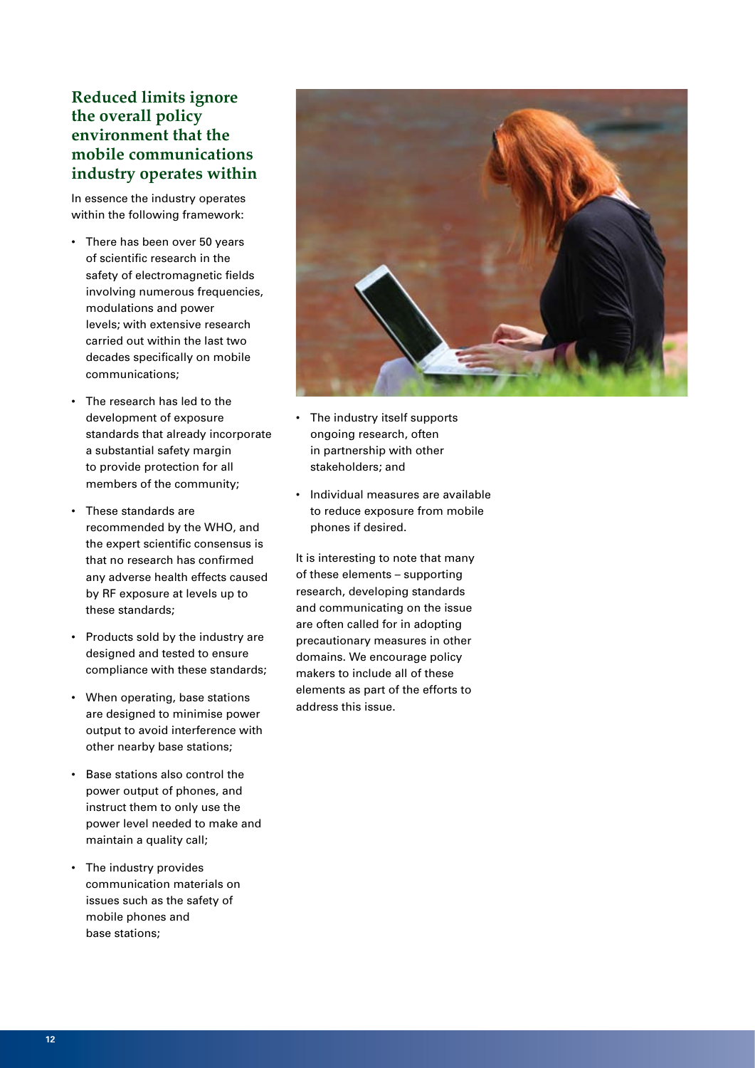## Reduced limits ignore the overall policy environment that the mobile communications industry operates within

In essence the industry operates within the following framework:

- There has been over 50 years of scientific research in the safety of electromagnetic fields involving numerous frequencies, modulations and power levels; with extensive research carried out within the last two decades specifically on mobile communications;
- The research has led to the development of exposure standards that already incorporate a substantial safety margin to provide protection for all members of the community;
- These standards are recommended by the WHO, and the expert scientific consensus is that no research has confirmed any adverse health effects caused by RF exposure at levels up to these standards;
- Products sold by the industry are designed and tested to ensure compliance with these standards;
- When operating, base stations are designed to minimise power output to avoid interference with other nearby base stations;
- Base stations also control the power output of phones, and instruct them to only use the power level needed to make and maintain a quality call;
- The industry provides communication materials on issues such as the safety of mobile phones and base stations;
- The industry itself supports ongoing research, often in partnership with other stakeholders; and
- Individual measures are available to reduce exposure from mobile phones if desired.

It is interesting to note that many of these elements – supporting research, developing standards and communicating on the issue are often called for in adopting precautionary measures in other domains. We encourage policy makers to include all of these elements as part of the efforts to address this issue.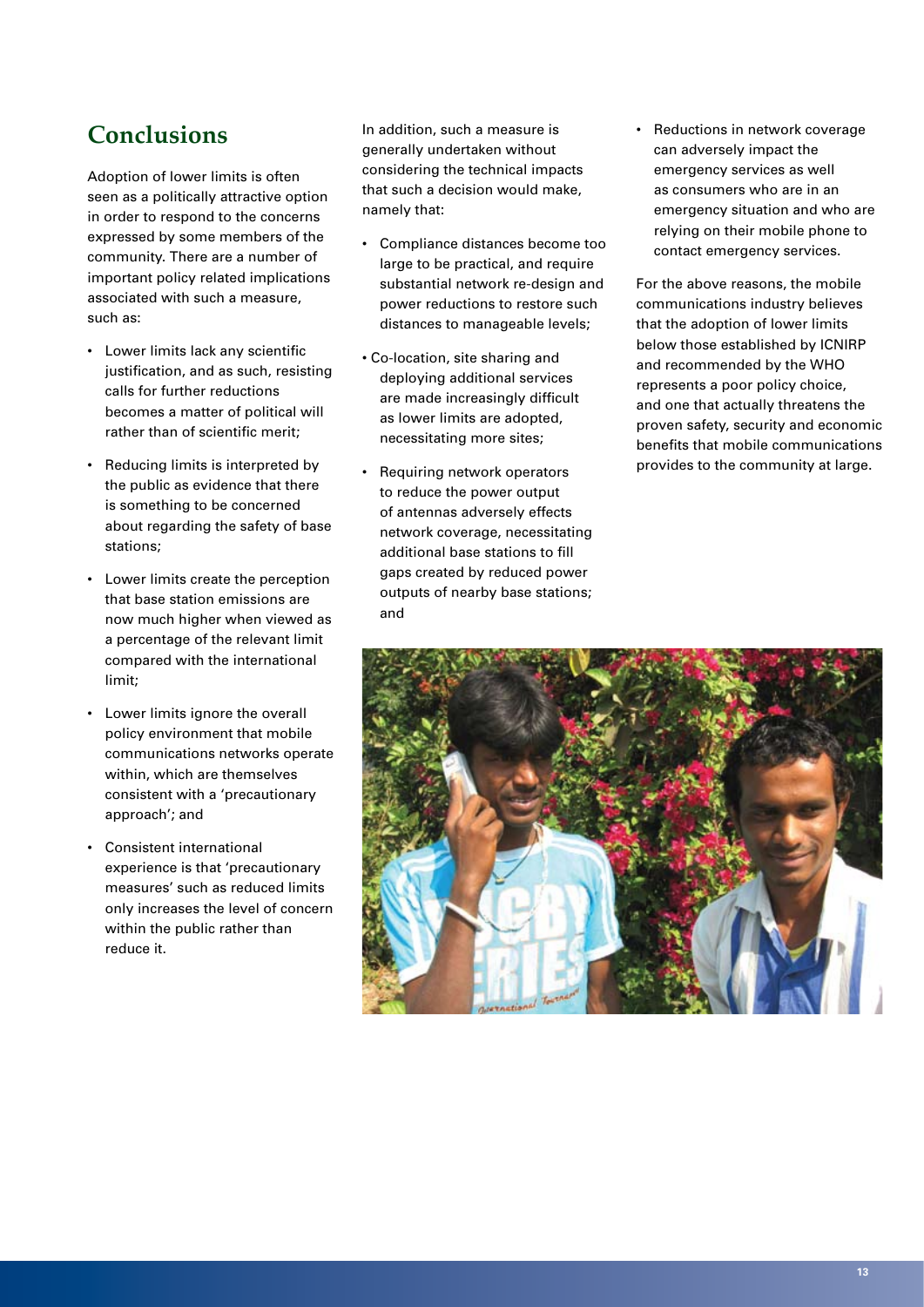## Conclusions

Adoption of lower limits is often seen as a politically attractive option in order to respond to the concerns expressed by some members of the community. There are a number of important policy related implications associated with such a measure, such as:

- Lower limits lack any scientific justification, and as such, resisting calls for further reductions becomes a matter of political will rather than of scientific merit;
- Reducing limits is interpreted by the public as evidence that there is something to be concerned about regarding the safety of base stations;
- Lower limits create the perception that base station emissions are now much higher when viewed as a percentage of the relevant limit compared with the international limit;
- Lower limits ignore the overall policy environment that mobile communications networks operate within, which are themselves consistent with a 'precautionary approach'; and
- Consistent international experience is that 'precautionary measures' such as reduced limits only increases the level of concern within the public rather than reduce it.

In addition, such a measure is generally undertaken without considering the technical impacts that such a decision would make, namely that:

- Compliance distances become too large to be practical, and require substantial network re-design and power reductions to restore such distances to manageable levels;
- Co-location, site sharing and deploying additional services are made increasingly difficult as lower limits are adopted, necessitating more sites;
- Requiring network operators to reduce the power output of antennas adversely effects network coverage, necessitating additional base stations to fill gaps created by reduced power outputs of nearby base stations; and
- Reductions in network coverage can adversely impact the emergency services as well as consumers who are in an emergency situation and who are relying on their mobile phone to contact emergency services.

For the above reasons, the mobile communications industry believes that the adoption of lower limits below those established by ICNIRP and recommended by the WHO represents a poor policy choice, and one that actually threatens the proven safety, security and economic benefits that mobile communications provides to the community at large.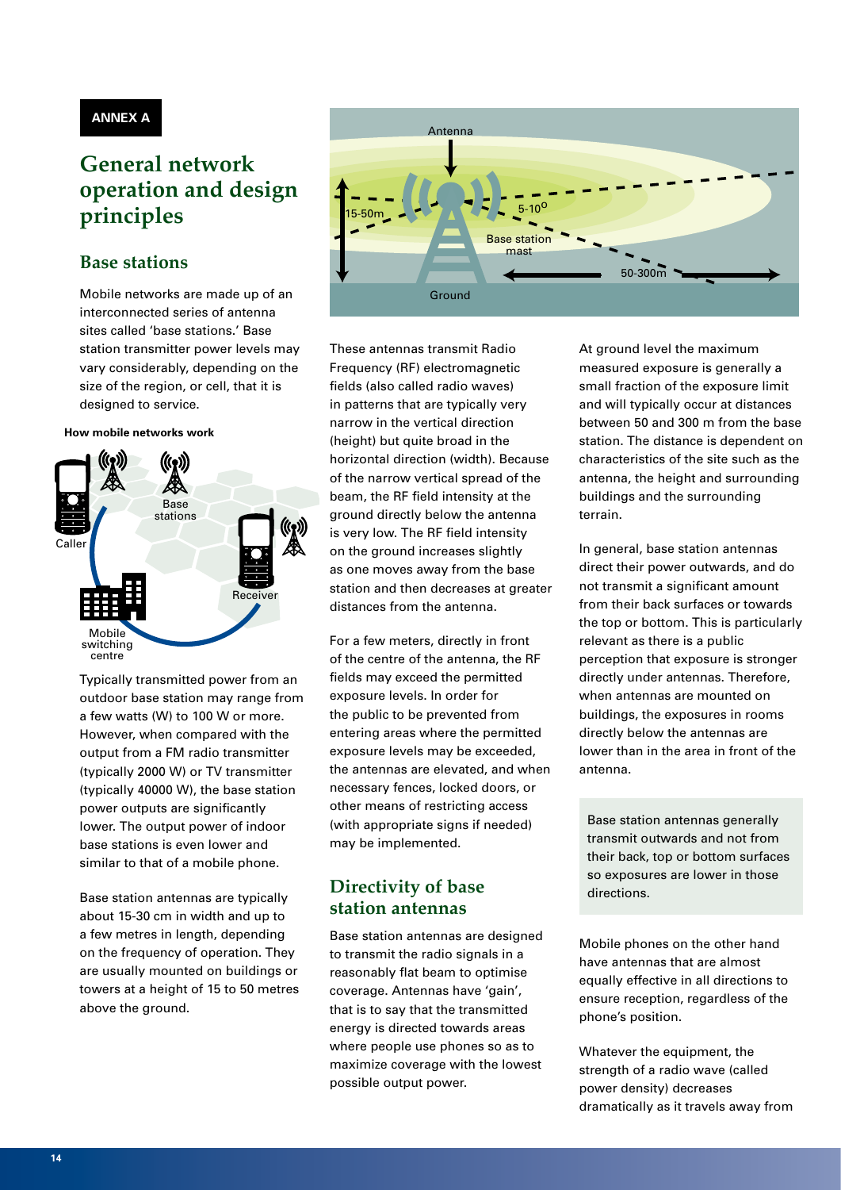**ANNEX A**

# General network operation and design principles

## Base stations

Mobile networks are made up of an interconnected series of antenna sites called 'base stations.' Base station transmitter power levels may vary considerably, depending on the size of the region, or cell, that it is designed to service.

**How mobile networks work**

Typically transmitted power from an outdoor base station may range from a few watts (W) to 100 W or more. However, when compared with the output from a FM radio transmitter (typically 2000 W) or TV transmitter (typically 40000 W), the base station power outputs are significantly lower. The output power of indoor base stations is even lower and similar to that of a mobile phone.

Base station antennas are typically about 15-30 cm in width and up to a few metres in length, depending on the frequency of operation. They are usually mounted on buildings or towers at a height of 15 to 50 metres above the ground.

These antennas transmit Radio Frequency (RF) electromagnetic fields (also called radio waves) in patterns that are typically very narrow in the vertical direction (height) but quite broad in the horizontal direction (width). Because of the narrow vertical spread of the beam, the RF field intensity at the ground directly below the antenna is very low. The RF field intensity on the ground increases slightly as one moves away from the base station and then decreases at greater distances from the antenna.

For a few meters, directly in front of the centre of the antenna, the RF fields may exceed the permitted exposure levels. In order for the public to be prevented from entering areas where the permitted exposure levels may be exceeded, the antennas are elevated, and when necessary fences, locked doors, or other means of restricting access (with appropriate signs if needed) may be implemented.

## Directivity of base station antennas

Base station antennas are designed to transmit the radio signals in a reasonably flat beam to optimise coverage. Antennas have 'gain', that is to say that the transmitted energy is directed towards areas where people use phones so as to maximize coverage with the lowest possible output power.

At ground level the maximum measured exposure is generally a small fraction of the exposure limit and will typically occur at distances between 50 and 300 m from the base station. The distance is dependent on characteristics of the site such as the antenna, the height and surrounding buildings and the surrounding terrain.

In general, base station antennas direct their power outwards, and do not transmit a significant amount from their back surfaces or towards the top or bottom. This is particularly relevant as there is a public perception that exposure is stronger directly under antennas. Therefore, when antennas are mounted on buildings, the exposures in rooms directly below the antennas are lower than in the area in front of the antenna.

> Base station antennas generally transmit outwards and not from their back, top or bottom surfaces so exposures are lower in those directions.

Mobile phones on the other hand have antennas that are almost equally effective in all directions to ensure reception, regardless of the phone's position.

Whatever the equipment, the strength of a radio wave (called power density) decreases dramatically as it travels away from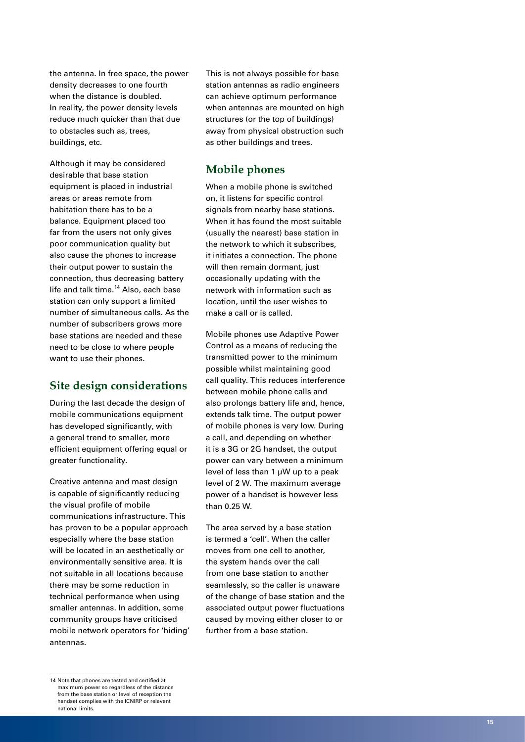the antenna. In free space, the power density decreases to one fourth when the distance is doubled. In reality, the power density levels reduce much quicker than that due to obstacles such as, trees, buildings, etc.

Although it may be considered desirable that base station equipment is placed in industrial areas or areas remote from habitation there has to be a balance. Equipment placed too far from the users not only gives poor communication quality but also cause the phones to increase their output power to sustain the connection, thus decreasing battery life and talk time.[14] Also, each base station can only support a limited number of simultaneous calls. As the number of subscribers grows more base stations are needed and these need to be close to where people want to use their phones.

## Site design considerations

During the last decade the design of mobile communications equipment has developed significantly, with a general trend to smaller, more efficient equipment offering equal or greater functionality.

Creative antenna and mast design is capable of significantly reducing the visual profile of mobile communications infrastructure. This has proven to be a popular approach especially where the base station will be located in an aesthetically or environmentally sensitive area. It is not suitable in all locations because there may be some reduction in technical performance when using smaller antennas. In addition, some community groups have criticised mobile network operators for 'hiding' antennas.

This is not always possible for base station antennas as radio engineers can achieve optimum performance when antennas are mounted on high structures (or the top of buildings) away from physical obstruction such as other buildings and trees.

## Mobile phones

When a mobile phone is switched on, it listens for specific control signals from nearby base stations. When it has found the most suitable (usually the nearest) base station in the network to which it subscribes, it initiates a connection. The phone will then remain dormant, just occasionally updating with the network with information such as location, until the user wishes to make a call or is called.

Mobile phones use Adaptive Power Control as a means of reducing the transmitted power to the minimum possible whilst maintaining good call quality. This reduces interference between mobile phone calls and also prolongs battery life and, hence, extends talk time. The output power of mobile phones is very low. During a call, and depending on whether it is a 3G or 2G handset, the output power can vary between a minimum level of less than 1 μW up to a peak level of 2 W. The maximum average power of a handset is however less than 0.25 W.

The area served by a base station is termed a 'cell'. When the caller moves from one cell to another, the system hands over the call from one base station to another seamlessly, so the caller is unaware of the change of base station and the associated output power fluctuations caused by moving either closer to or further from a base station.

---

14 Note that phones are tested and certified at maximum power so regardless of the distance from the base station or level of reception the handset complies with the ICNIRP or relevant national limits.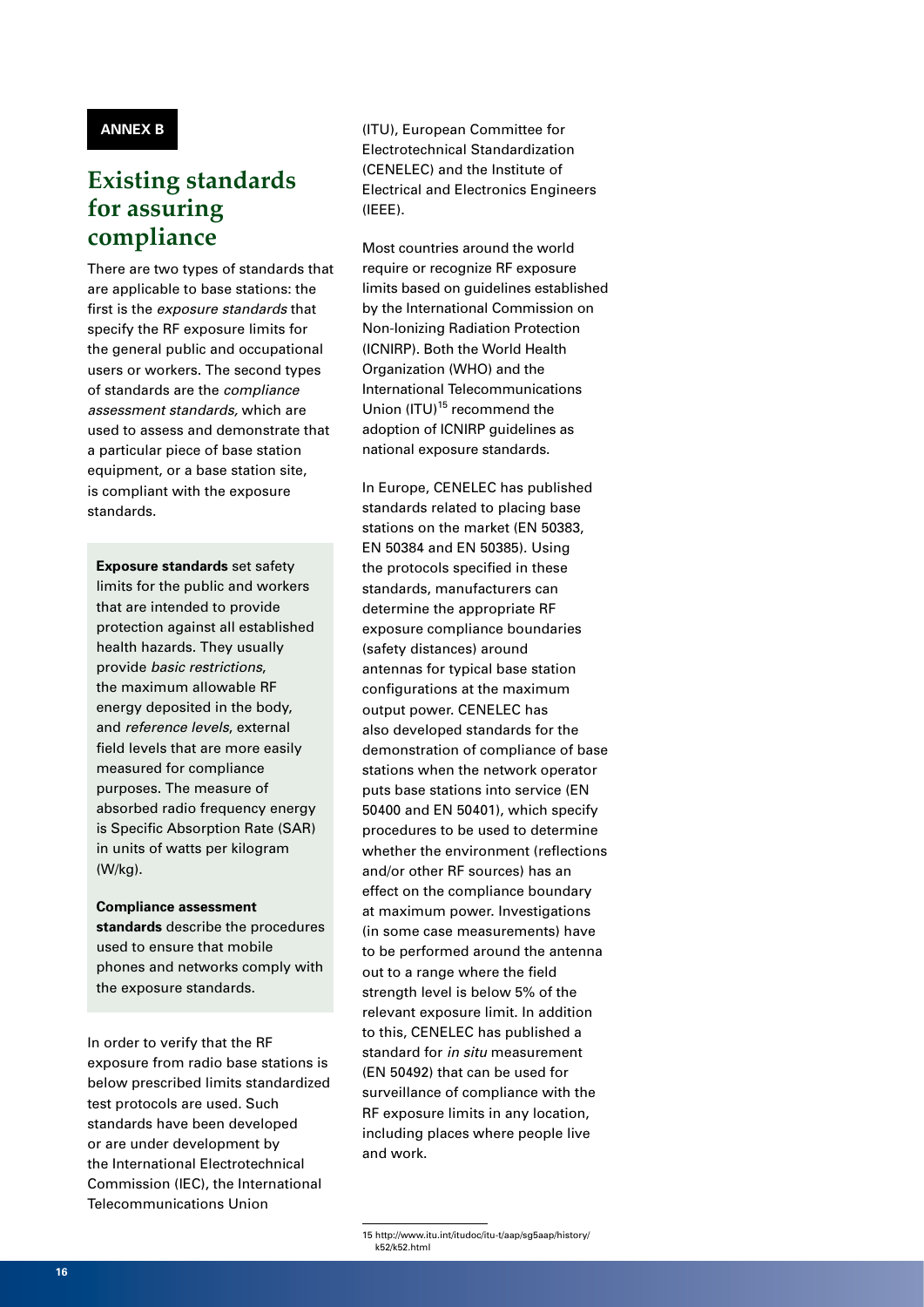**ANNEX B**

# Existing standards for assuring compliance

There are two types of standards that are applicable to base stations: the first is the *exposure standards* that specify the RF exposure limits for the general public and occupational users or workers. The second types of standards are the *compliance assessment standards,* which are used to assess and demonstrate that a particular piece of base station equipment, or a base station site, is compliant with the exposure standards.

**Exposure standards** set safety limits for the public and workers that are intended to provide protection against all established health hazards. They usually provide *basic restrictions*, the maximum allowable RF energy deposited in the body, and *reference levels*, external field levels that are more easily measured for compliance purposes. The measure of absorbed radio frequency energy is Specific Absorption Rate (SAR) in units of watts per kilogram (W/kg).

**Compliance assessment standards** describe the procedures used to ensure that mobile phones and networks comply with the exposure standards.

In order to verify that the RF exposure from radio base stations is below prescribed limits standardized test protocols are used. Such standards have been developed or are under development by the International Electrotechnical Commission (IEC), the International Telecommunications Union (ITU), European Committee for Electrotechnical Standardization (CENELEC) and the Institute of Electrical and Electronics Engineers (IEEE).

Most countries around the world require or recognize RF exposure limits based on guidelines established by the International Commission on Non-Ionizing Radiation Protection (ICNIRP). Both the World Health Organization (WHO) and the International Telecommunications Union (ITU)[15] recommend the adoption of ICNIRP guidelines as national exposure standards.

In Europe, CENELEC has published standards related to placing base stations on the market (EN 50383, EN 50384 and EN 50385). Using the protocols specified in these standards, manufacturers can determine the appropriate RF exposure compliance boundaries (safety distances) around antennas for typical base station configurations at the maximum output power. CENELEC has also developed standards for the demonstration of compliance of base stations when the network operator puts base stations into service (EN 50400 and EN 50401), which specify procedures to be used to determine whether the environment (reflections and/or other RF sources) has an effect on the compliance boundary at maximum power. Investigations (in some case measurements) have to be performed around the antenna out to a range where the field strength level is below 5% of the relevant exposure limit. In addition to this, CENELEC has published a standard for *in situ* measurement (EN 50492) that can be used for surveillance of compliance with the RF exposure limits in any location, including places where people live and work.

15 http://www.itu.int/itudoc/itu-t/aap/sg5aap/history/k52/k52.html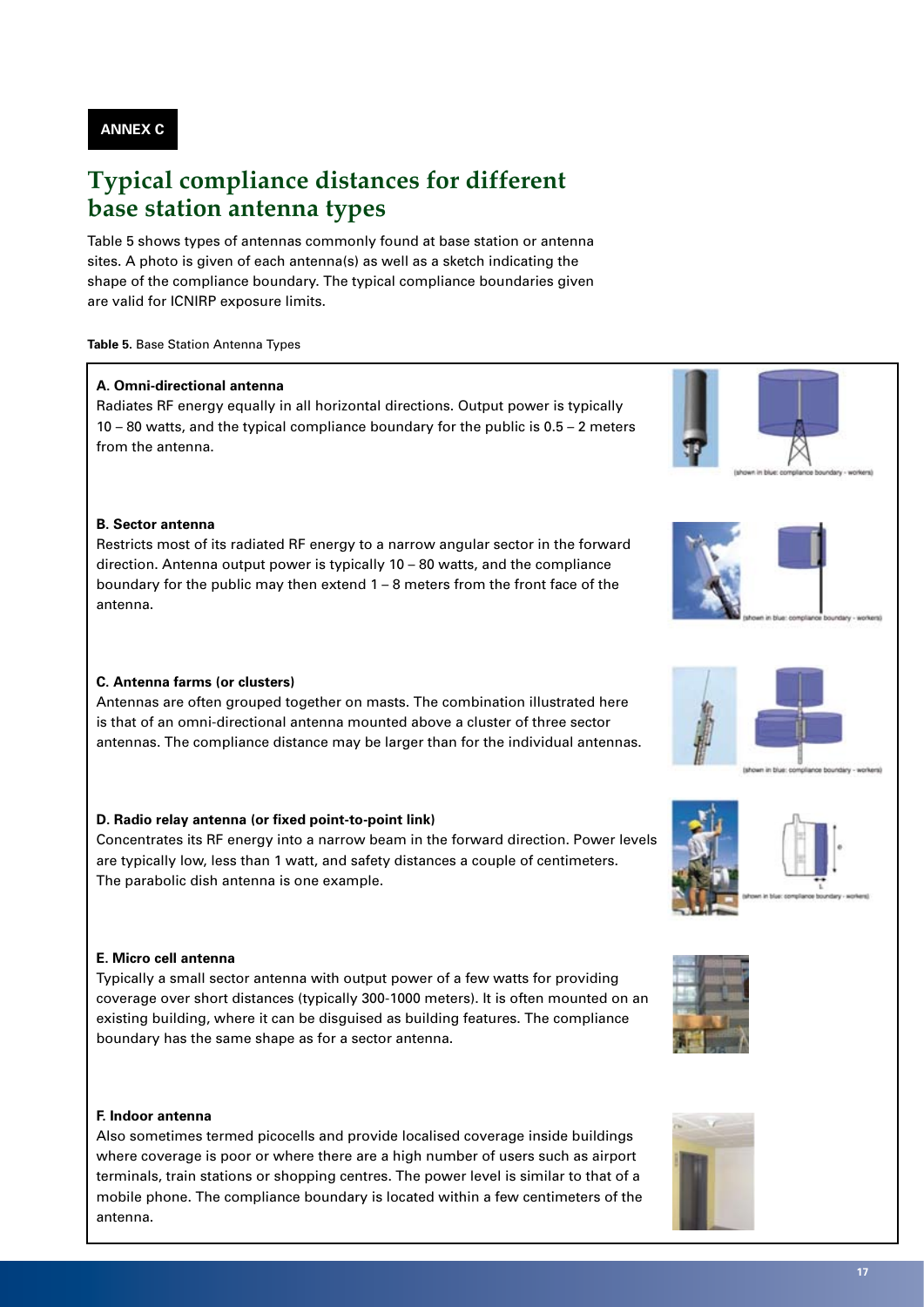ANNEX C

# Typical compliance distances for different base station antenna types

Table 5 shows types of antennas commonly found at base station or antenna sites. A photo is given of each antenna(s) as well as a sketch indicating the shape of the compliance boundary. The typical compliance boundaries given are valid for ICNIRP exposure limits.

**Table 5.** Base Station Antenna Types

**A. Omni-directional antenna**
Radiates RF energy equally in all horizontal directions. Output power is typically 10 – 80 watts, and the typical compliance boundary for the public is 0.5 – 2 meters from the antenna.

(shown in blue: compliance boundary - workers)

**B. Sector antenna**
Restricts most of its radiated RF energy to a narrow angular sector in the forward direction. Antenna output power is typically 10 – 80 watts, and the compliance boundary for the public may then extend 1 – 8 meters from the front face of the antenna.

(shown in blue: compliance boundary - workers)

**C. Antenna farms (or clusters)**
Antennas are often grouped together on masts. The combination illustrated here is that of an omni-directional antenna mounted above a cluster of three sector antennas. The compliance distance may be larger than for the individual antennas.

(shown in blue: compliance boundary - workers)

**D. Radio relay antenna (or fixed point-to-point link)**
Concentrates its RF energy into a narrow beam in the forward direction. Power levels are typically low, less than 1 watt, and safety distances a couple of centimeters. The parabolic dish antenna is one example.

(shown in blue: compliance boundary - workers)

**E. Micro cell antenna**
Typically a small sector antenna with output power of a few watts for providing coverage over short distances (typically 300-1000 meters). It is often mounted on an existing building, where it can be disguised as building features. The compliance boundary has the same shape as for a sector antenna.

**F. Indoor antenna**
Also sometimes termed picocells and provide localised coverage inside buildings where coverage is poor or where there are a high number of users such as airport terminals, train stations or shopping centres. The power level is similar to that of a mobile phone. The compliance boundary is located within a few centimeters of the antenna.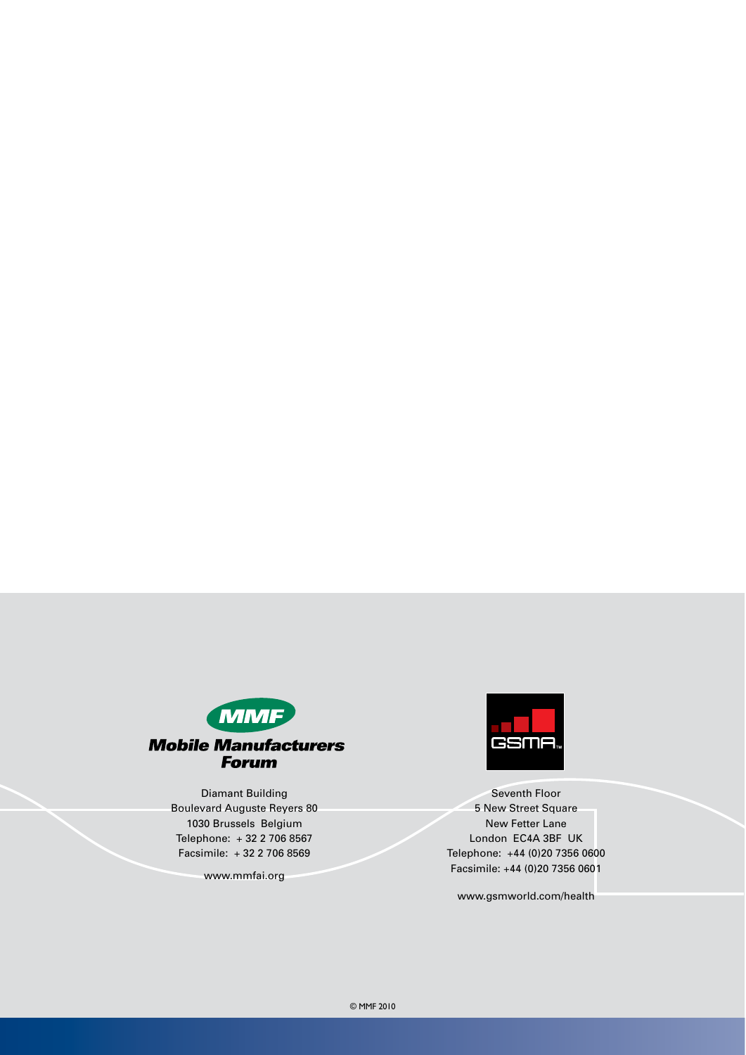MMF

**Mobile Manufacturers Forum**

Diamant Building
Boulevard Auguste Reyers 80
1030 Brussels Belgium
Telephone: + 32 2 706 8567
Facsimile: + 32 2 706 8569

www.mmfai.org

GSMA

Seventh Floor
5 New Street Square
New Fetter Lane
London EC4A 3BF UK
Telephone: +44 (0)20 7356 0600
Facsimile: +44 (0)20 7356 0601

www.gsmworld.com/health

© MMF 2010